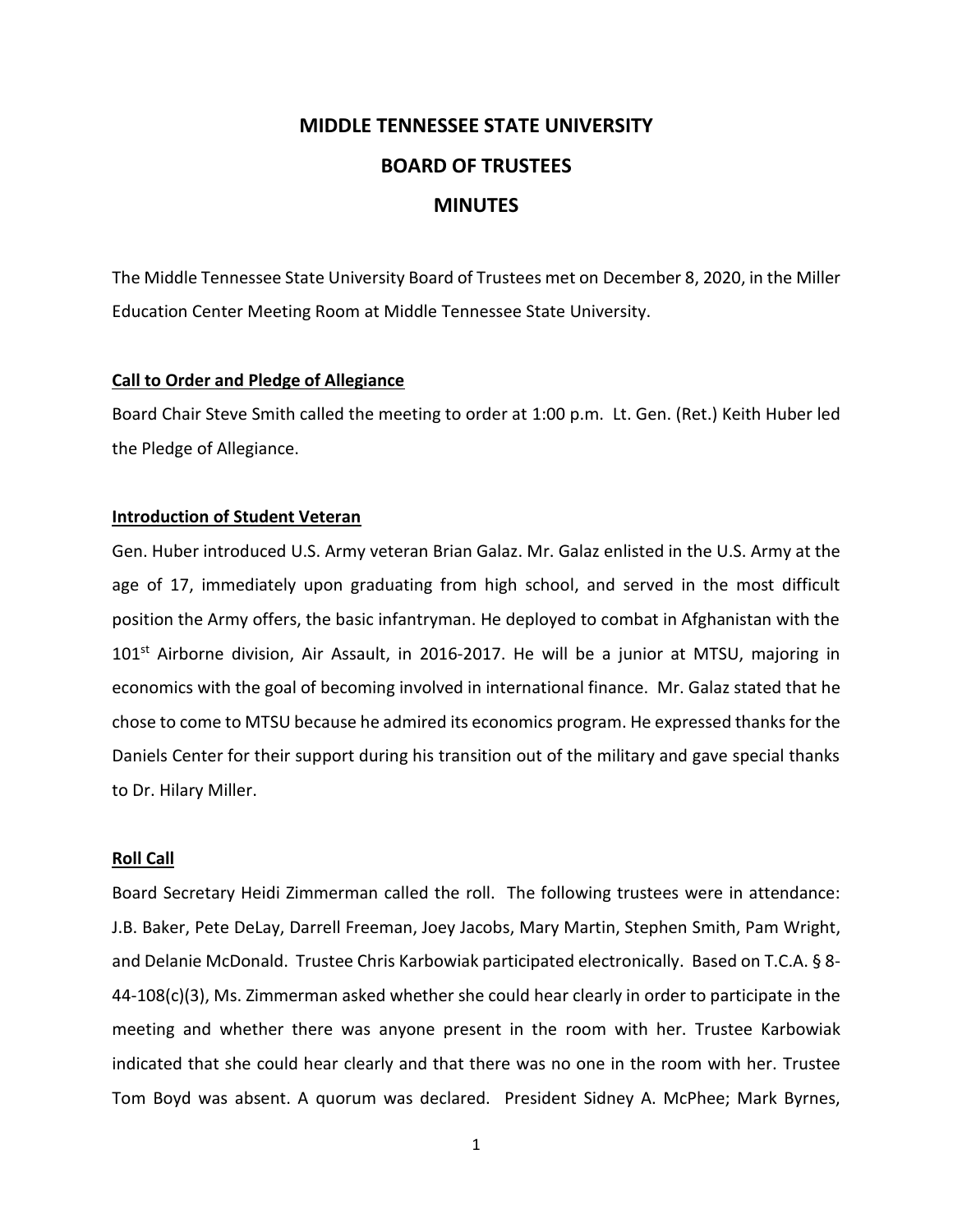# MIDDLE TENNESSEE STATE UNIVERSITY

# BOARD OF TRUSTEES

# MINUTES

The Middle Tennessee State University Board of Trustees met on December 8, 2020, in the Miller Education Center Meeting Room at Middle Tennessee State University.

**Call to Order and Pledge of Allegiance**

Board Chair Steve Smith called the meeting to order at 1:00 p.m. Lt. Gen. (Ret.) Keith Huber led the Pledge of Allegiance.

**Introduction of Student Veteran**

Gen. Huber introduced U.S. Army veteran Brian Galaz. Mr. Galaz enlisted in the U.S. Army at the age of 17, immediately upon graduating from high school, and served in the most difficult position the Army offers, the basic infantryman. He deployed to combat in Afghanistan with the 101st Airborne division, Air Assault, in 2016-2017. He will be a junior at MTSU, majoring in economics with the goal of becoming involved in international finance. Mr. Galaz stated that he chose to come to MTSU because he admired its economics program. He expressed thanks for the Daniels Center for their support during his transition out of the military and gave special thanks to Dr. Hilary Miller.

**Roll Call**

Board Secretary Heidi Zimmerman called the roll. The following trustees were in attendance: J.B. Baker, Pete DeLay, Darrell Freeman, Joey Jacobs, Mary Martin, Stephen Smith, Pam Wright, and Delanie McDonald. Trustee Chris Karbowiak participated electronically. Based on T.C.A. § 8-44-108(c)(3), Ms. Zimmerman asked whether she could hear clearly in order to participate in the meeting and whether there was anyone present in the room with her. Trustee Karbowiak indicated that she could hear clearly and that there was no one in the room with her. Trustee Tom Boyd was absent. A quorum was declared. President Sidney A. McPhee; Mark Byrnes,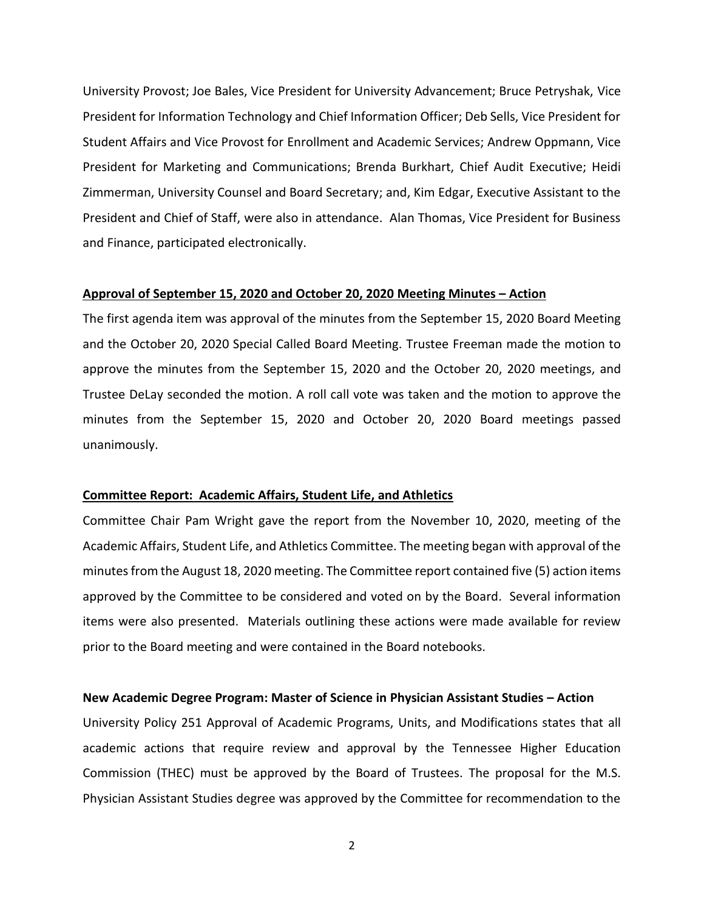University Provost; Joe Bales, Vice President for University Advancement; Bruce Petryshak, Vice President for Information Technology and Chief Information Officer; Deb Sells, Vice President for Student Affairs and Vice Provost for Enrollment and Academic Services; Andrew Oppmann, Vice President for Marketing and Communications; Brenda Burkhart, Chief Audit Executive; Heidi Zimmerman, University Counsel and Board Secretary; and, Kim Edgar, Executive Assistant to the President and Chief of Staff, were also in attendance. Alan Thomas, Vice President for Business and Finance, participated electronically.

**Approval of September 15, 2020 and October 20, 2020 Meeting Minutes – Action**

The first agenda item was approval of the minutes from the September 15, 2020 Board Meeting and the October 20, 2020 Special Called Board Meeting. Trustee Freeman made the motion to approve the minutes from the September 15, 2020 and the October 20, 2020 meetings, and Trustee DeLay seconded the motion. A roll call vote was taken and the motion to approve the minutes from the September 15, 2020 and October 20, 2020 Board meetings passed unanimously.

**Committee Report: Academic Affairs, Student Life, and Athletics**

Committee Chair Pam Wright gave the report from the November 10, 2020, meeting of the Academic Affairs, Student Life, and Athletics Committee. The meeting began with approval of the minutes from the August 18, 2020 meeting. The Committee report contained five (5) action items approved by the Committee to be considered and voted on by the Board. Several information items were also presented. Materials outlining these actions were made available for review prior to the Board meeting and were contained in the Board notebooks.

**New Academic Degree Program: Master of Science in Physician Assistant Studies – Action**

University Policy 251 Approval of Academic Programs, Units, and Modifications states that all academic actions that require review and approval by the Tennessee Higher Education Commission (THEC) must be approved by the Board of Trustees. The proposal for the M.S. Physician Assistant Studies degree was approved by the Committee for recommendation to the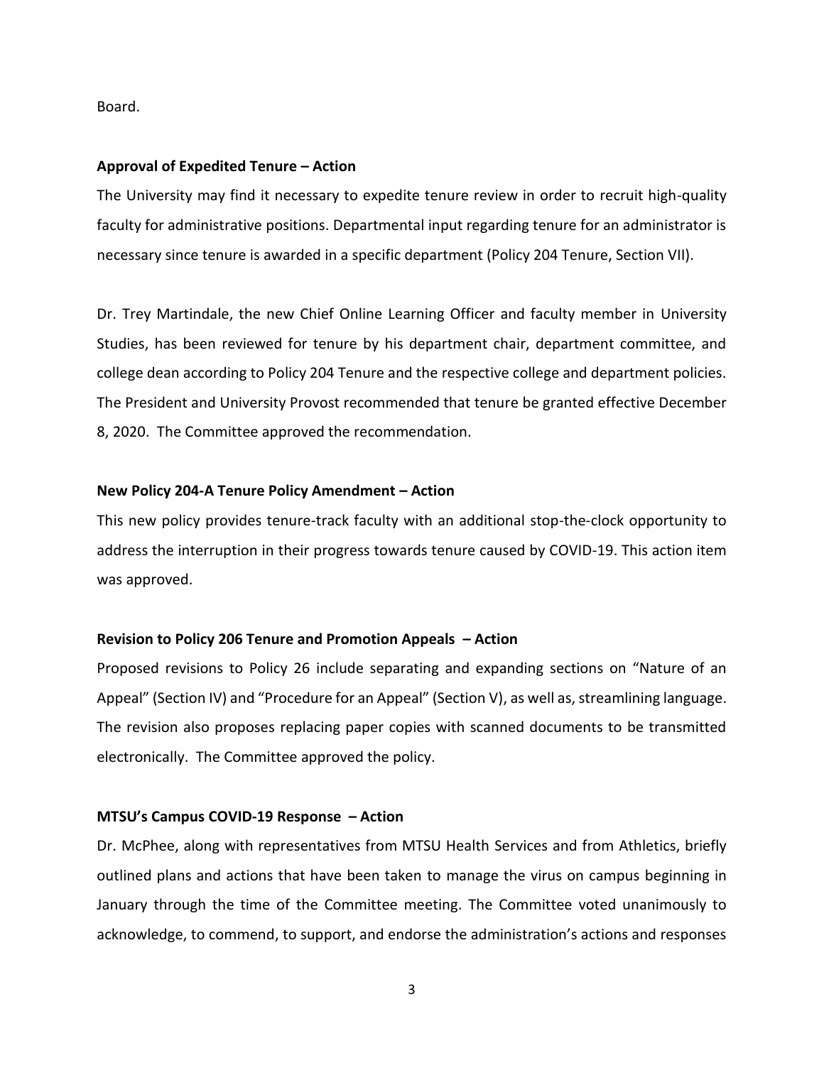Board.

**Approval of Expedited Tenure – Action**

The University may find it necessary to expedite tenure review in order to recruit high-quality faculty for administrative positions. Departmental input regarding tenure for an administrator is necessary since tenure is awarded in a specific department (Policy 204 Tenure, Section VII).

Dr. Trey Martindale, the new Chief Online Learning Officer and faculty member in University Studies, has been reviewed for tenure by his department chair, department committee, and college dean according to Policy 204 Tenure and the respective college and department policies. The President and University Provost recommended that tenure be granted effective December 8, 2020. The Committee approved the recommendation.

**New Policy 204-A Tenure Policy Amendment – Action**

This new policy provides tenure-track faculty with an additional stop-the-clock opportunity to address the interruption in their progress towards tenure caused by COVID-19. This action item was approved.

**Revision to Policy 206 Tenure and Promotion Appeals – Action**

Proposed revisions to Policy 26 include separating and expanding sections on "Nature of an Appeal" (Section IV) and "Procedure for an Appeal" (Section V), as well as, streamlining language. The revision also proposes replacing paper copies with scanned documents to be transmitted electronically. The Committee approved the policy.

**MTSU's Campus COVID-19 Response – Action**

Dr. McPhee, along with representatives from MTSU Health Services and from Athletics, briefly outlined plans and actions that have been taken to manage the virus on campus beginning in January through the time of the Committee meeting. The Committee voted unanimously to acknowledge, to commend, to support, and endorse the administration's actions and responses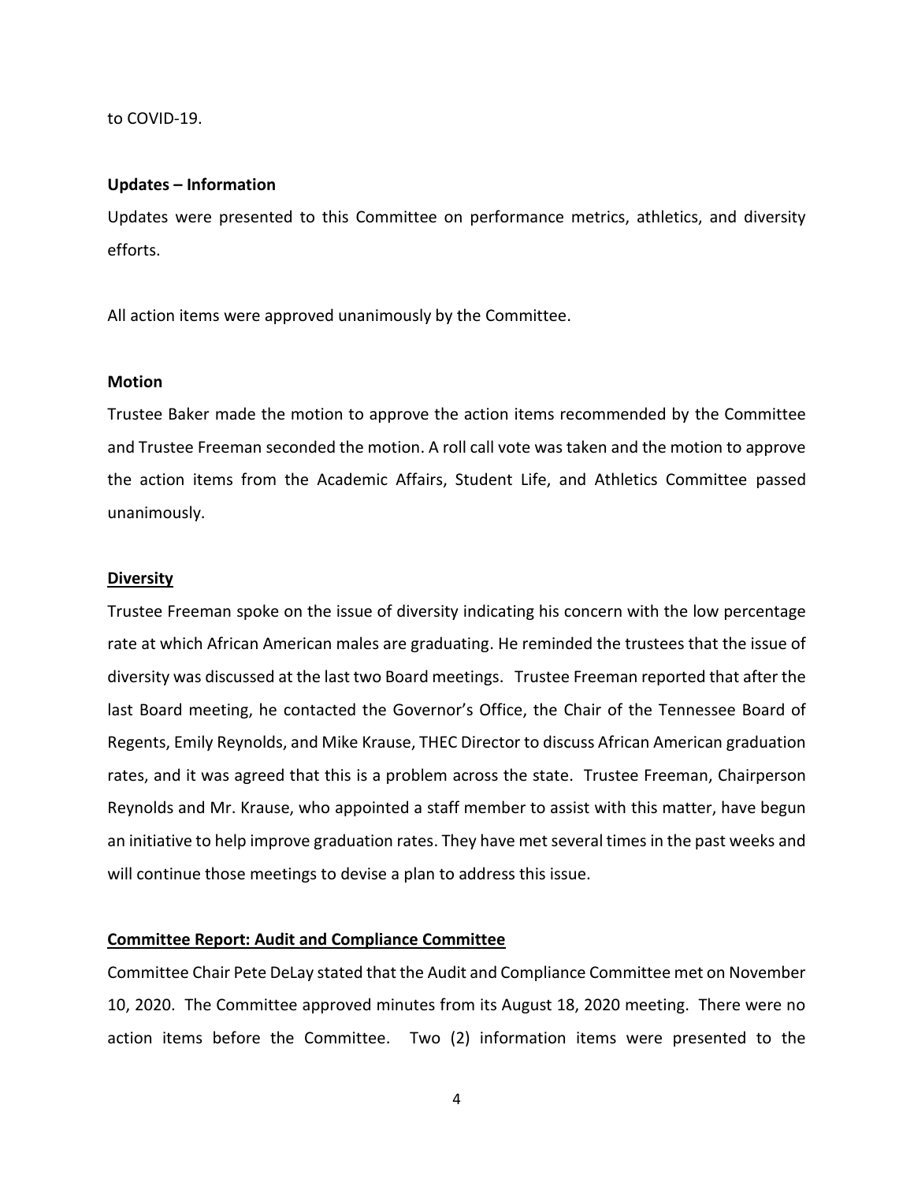to COVID-19.

**Updates – Information**

Updates were presented to this Committee on performance metrics, athletics, and diversity efforts.

All action items were approved unanimously by the Committee.

**Motion**

Trustee Baker made the motion to approve the action items recommended by the Committee and Trustee Freeman seconded the motion. A roll call vote was taken and the motion to approve the action items from the Academic Affairs, Student Life, and Athletics Committee passed unanimously.

**Diversity**

Trustee Freeman spoke on the issue of diversity indicating his concern with the low percentage rate at which African American males are graduating. He reminded the trustees that the issue of diversity was discussed at the last two Board meetings. Trustee Freeman reported that after the last Board meeting, he contacted the Governor's Office, the Chair of the Tennessee Board of Regents, Emily Reynolds, and Mike Krause, THEC Director to discuss African American graduation rates, and it was agreed that this is a problem across the state. Trustee Freeman, Chairperson Reynolds and Mr. Krause, who appointed a staff member to assist with this matter, have begun an initiative to help improve graduation rates. They have met several times in the past weeks and will continue those meetings to devise a plan to address this issue.

**Committee Report: Audit and Compliance Committee**

Committee Chair Pete DeLay stated that the Audit and Compliance Committee met on November 10, 2020. The Committee approved minutes from its August 18, 2020 meeting. There were no action items before the Committee. Two (2) information items were presented to the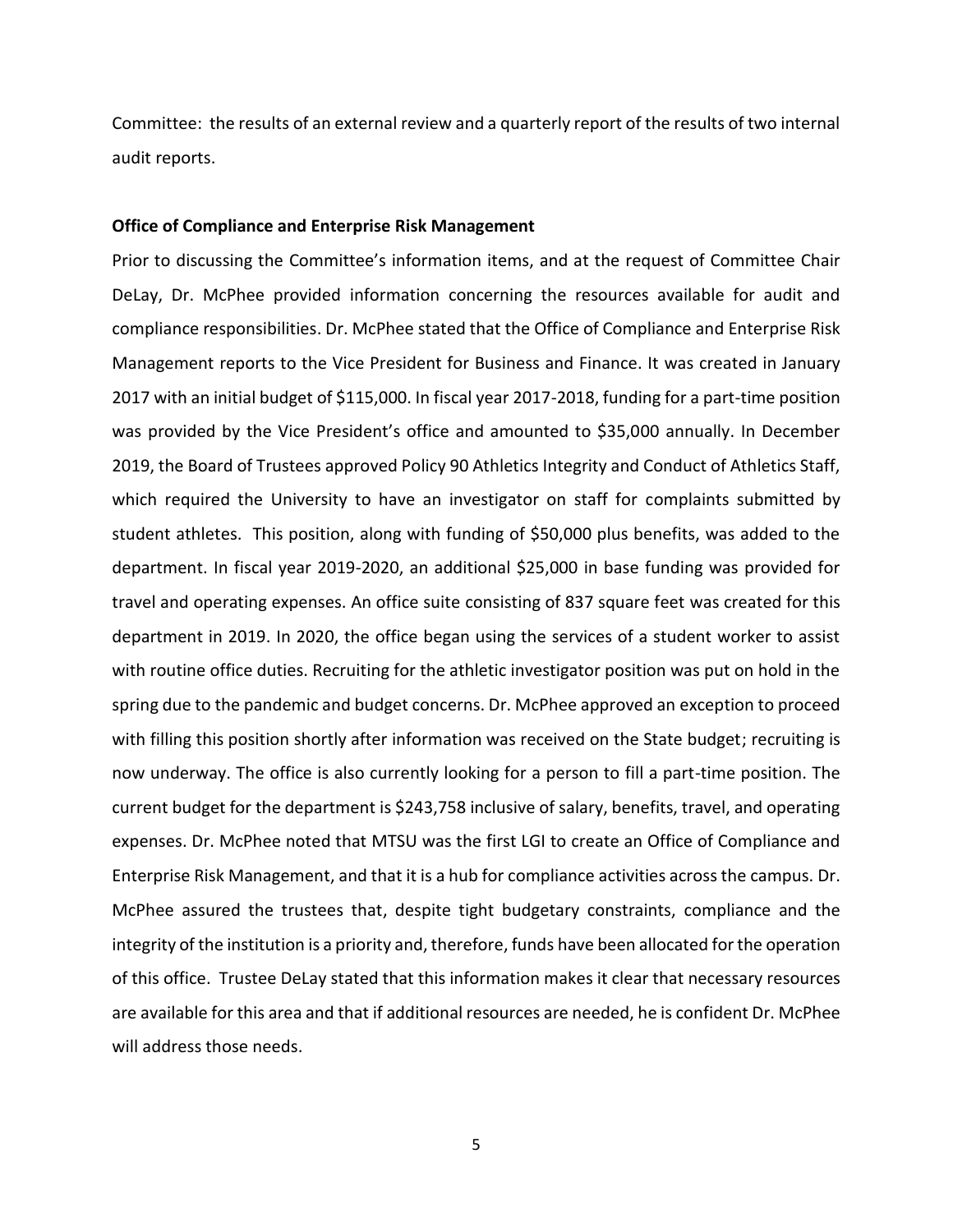Committee: the results of an external review and a quarterly report of the results of two internal audit reports.

**Office of Compliance and Enterprise Risk Management**

Prior to discussing the Committee's information items, and at the request of Committee Chair DeLay, Dr. McPhee provided information concerning the resources available for audit and compliance responsibilities. Dr. McPhee stated that the Office of Compliance and Enterprise Risk Management reports to the Vice President for Business and Finance. It was created in January 2017 with an initial budget of $115,000. In fiscal year 2017-2018, funding for a part-time position was provided by the Vice President's office and amounted to $35,000 annually. In December 2019, the Board of Trustees approved Policy 90 Athletics Integrity and Conduct of Athletics Staff, which required the University to have an investigator on staff for complaints submitted by student athletes. This position, along with funding of $50,000 plus benefits, was added to the department. In fiscal year 2019-2020, an additional $25,000 in base funding was provided for travel and operating expenses. An office suite consisting of 837 square feet was created for this department in 2019. In 2020, the office began using the services of a student worker to assist with routine office duties. Recruiting for the athletic investigator position was put on hold in the spring due to the pandemic and budget concerns. Dr. McPhee approved an exception to proceed with filling this position shortly after information was received on the State budget; recruiting is now underway. The office is also currently looking for a person to fill a part-time position. The current budget for the department is $243,758 inclusive of salary, benefits, travel, and operating expenses. Dr. McPhee noted that MTSU was the first LGI to create an Office of Compliance and Enterprise Risk Management, and that it is a hub for compliance activities across the campus. Dr. McPhee assured the trustees that, despite tight budgetary constraints, compliance and the integrity of the institution is a priority and, therefore, funds have been allocated for the operation of this office. Trustee DeLay stated that this information makes it clear that necessary resources are available for this area and that if additional resources are needed, he is confident Dr. McPhee will address those needs.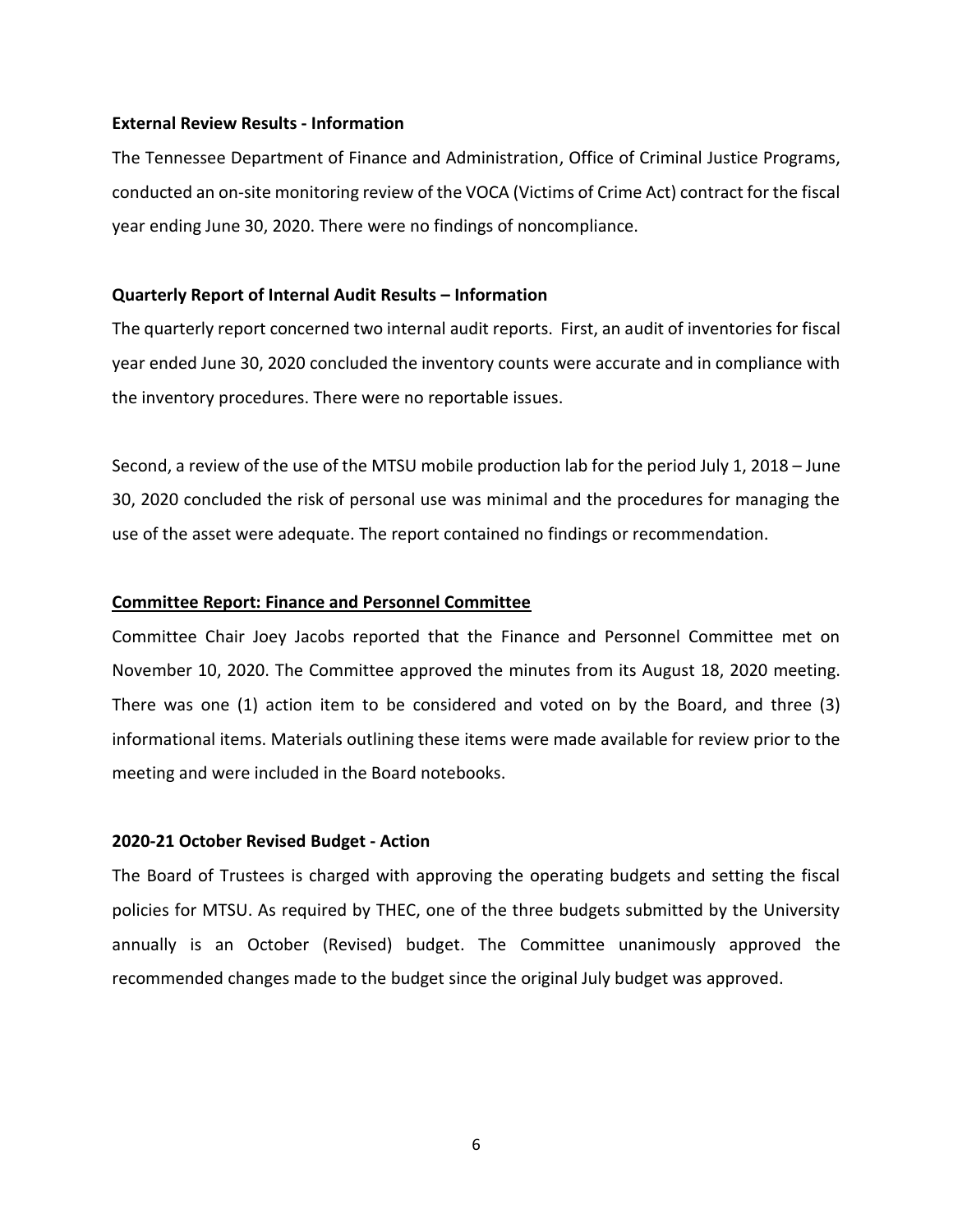**External Review Results - Information**

The Tennessee Department of Finance and Administration, Office of Criminal Justice Programs, conducted an on-site monitoring review of the VOCA (Victims of Crime Act) contract for the fiscal year ending June 30, 2020. There were no findings of noncompliance.

**Quarterly Report of Internal Audit Results – Information**

The quarterly report concerned two internal audit reports. First, an audit of inventories for fiscal year ended June 30, 2020 concluded the inventory counts were accurate and in compliance with the inventory procedures. There were no reportable issues.

Second, a review of the use of the MTSU mobile production lab for the period July 1, 2018 – June 30, 2020 concluded the risk of personal use was minimal and the procedures for managing the use of the asset were adequate. The report contained no findings or recommendation.

**Committee Report: Finance and Personnel Committee**

Committee Chair Joey Jacobs reported that the Finance and Personnel Committee met on November 10, 2020. The Committee approved the minutes from its August 18, 2020 meeting. There was one (1) action item to be considered and voted on by the Board, and three (3) informational items. Materials outlining these items were made available for review prior to the meeting and were included in the Board notebooks.

**2020-21 October Revised Budget - Action**

The Board of Trustees is charged with approving the operating budgets and setting the fiscal policies for MTSU. As required by THEC, one of the three budgets submitted by the University annually is an October (Revised) budget. The Committee unanimously approved the recommended changes made to the budget since the original July budget was approved.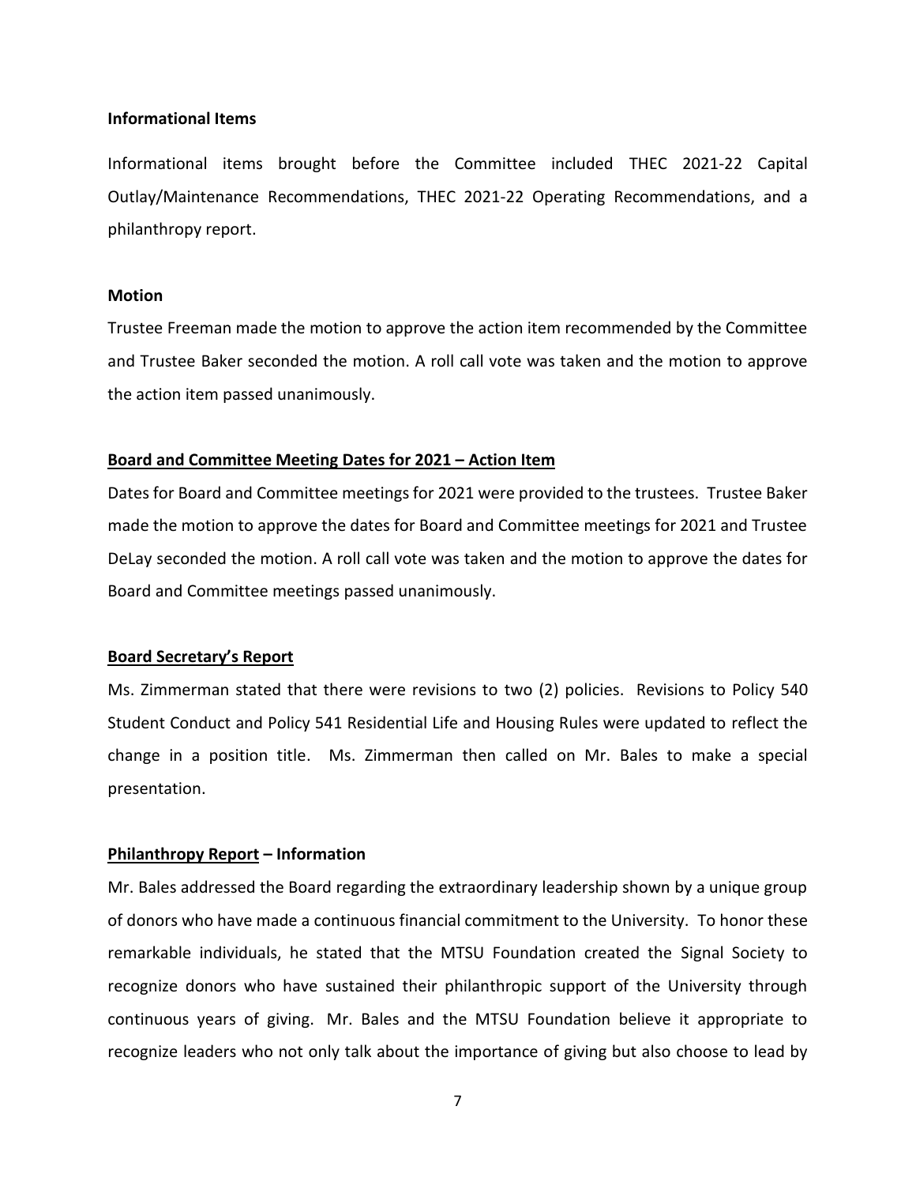**Informational Items**

Informational items brought before the Committee included THEC 2021-22 Capital Outlay/Maintenance Recommendations, THEC 2021-22 Operating Recommendations, and a philanthropy report.

**Motion**

Trustee Freeman made the motion to approve the action item recommended by the Committee and Trustee Baker seconded the motion. A roll call vote was taken and the motion to approve the action item passed unanimously.

**<u>Board and Committee Meeting Dates for 2021 – Action Item</u>**

Dates for Board and Committee meetings for 2021 were provided to the trustees. Trustee Baker made the motion to approve the dates for Board and Committee meetings for 2021 and Trustee DeLay seconded the motion. A roll call vote was taken and the motion to approve the dates for Board and Committee meetings passed unanimously.

**<u>Board Secretary's Report</u>**

Ms. Zimmerman stated that there were revisions to two (2) policies. Revisions to Policy 540 Student Conduct and Policy 541 Residential Life and Housing Rules were updated to reflect the change in a position title. Ms. Zimmerman then called on Mr. Bales to make a special presentation.

**<u>Philanthropy Report</u> – Information**

Mr. Bales addressed the Board regarding the extraordinary leadership shown by a unique group of donors who have made a continuous financial commitment to the University. To honor these remarkable individuals, he stated that the MTSU Foundation created the Signal Society to recognize donors who have sustained their philanthropic support of the University through continuous years of giving. Mr. Bales and the MTSU Foundation believe it appropriate to recognize leaders who not only talk about the importance of giving but also choose to lead by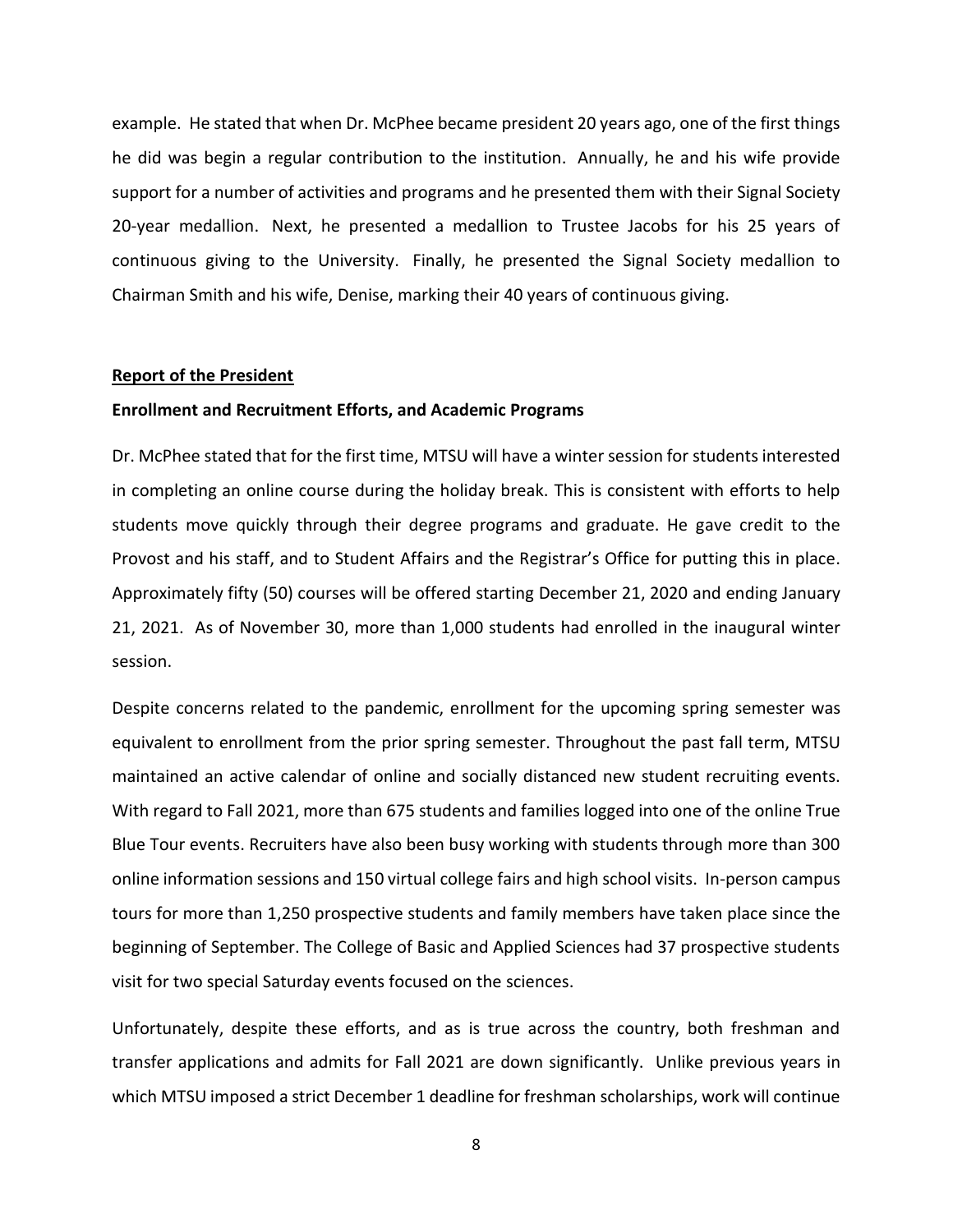example. He stated that when Dr. McPhee became president 20 years ago, one of the first things he did was begin a regular contribution to the institution. Annually, he and his wife provide support for a number of activities and programs and he presented them with their Signal Society 20-year medallion. Next, he presented a medallion to Trustee Jacobs for his 25 years of continuous giving to the University. Finally, he presented the Signal Society medallion to Chairman Smith and his wife, Denise, marking their 40 years of continuous giving.

## Report of the President

### Enrollment and Recruitment Efforts, and Academic Programs

Dr. McPhee stated that for the first time, MTSU will have a winter session for students interested in completing an online course during the holiday break. This is consistent with efforts to help students move quickly through their degree programs and graduate. He gave credit to the Provost and his staff, and to Student Affairs and the Registrar's Office for putting this in place. Approximately fifty (50) courses will be offered starting December 21, 2020 and ending January 21, 2021. As of November 30, more than 1,000 students had enrolled in the inaugural winter session.

Despite concerns related to the pandemic, enrollment for the upcoming spring semester was equivalent to enrollment from the prior spring semester. Throughout the past fall term, MTSU maintained an active calendar of online and socially distanced new student recruiting events. With regard to Fall 2021, more than 675 students and families logged into one of the online True Blue Tour events. Recruiters have also been busy working with students through more than 300 online information sessions and 150 virtual college fairs and high school visits. In-person campus tours for more than 1,250 prospective students and family members have taken place since the beginning of September. The College of Basic and Applied Sciences had 37 prospective students visit for two special Saturday events focused on the sciences.

Unfortunately, despite these efforts, and as is true across the country, both freshman and transfer applications and admits for Fall 2021 are down significantly. Unlike previous years in which MTSU imposed a strict December 1 deadline for freshman scholarships, work will continue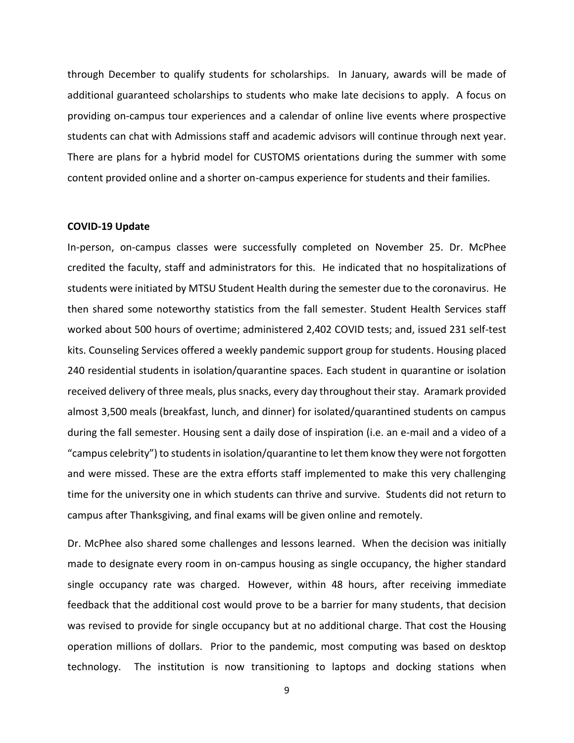through December to qualify students for scholarships. In January, awards will be made of additional guaranteed scholarships to students who make late decisions to apply. A focus on providing on-campus tour experiences and a calendar of online live events where prospective students can chat with Admissions staff and academic advisors will continue through next year. There are plans for a hybrid model for CUSTOMS orientations during the summer with some content provided online and a shorter on-campus experience for students and their families.

**COVID-19 Update**

In-person, on-campus classes were successfully completed on November 25. Dr. McPhee credited the faculty, staff and administrators for this. He indicated that no hospitalizations of students were initiated by MTSU Student Health during the semester due to the coronavirus. He then shared some noteworthy statistics from the fall semester. Student Health Services staff worked about 500 hours of overtime; administered 2,402 COVID tests; and, issued 231 self-test kits. Counseling Services offered a weekly pandemic support group for students. Housing placed 240 residential students in isolation/quarantine spaces. Each student in quarantine or isolation received delivery of three meals, plus snacks, every day throughout their stay. Aramark provided almost 3,500 meals (breakfast, lunch, and dinner) for isolated/quarantined students on campus during the fall semester. Housing sent a daily dose of inspiration (i.e. an e-mail and a video of a "campus celebrity") to students in isolation/quarantine to let them know they were not forgotten and were missed. These are the extra efforts staff implemented to make this very challenging time for the university one in which students can thrive and survive. Students did not return to campus after Thanksgiving, and final exams will be given online and remotely.

Dr. McPhee also shared some challenges and lessons learned. When the decision was initially made to designate every room in on-campus housing as single occupancy, the higher standard single occupancy rate was charged. However, within 48 hours, after receiving immediate feedback that the additional cost would prove to be a barrier for many students, that decision was revised to provide for single occupancy but at no additional charge. That cost the Housing operation millions of dollars. Prior to the pandemic, most computing was based on desktop technology. The institution is now transitioning to laptops and docking stations when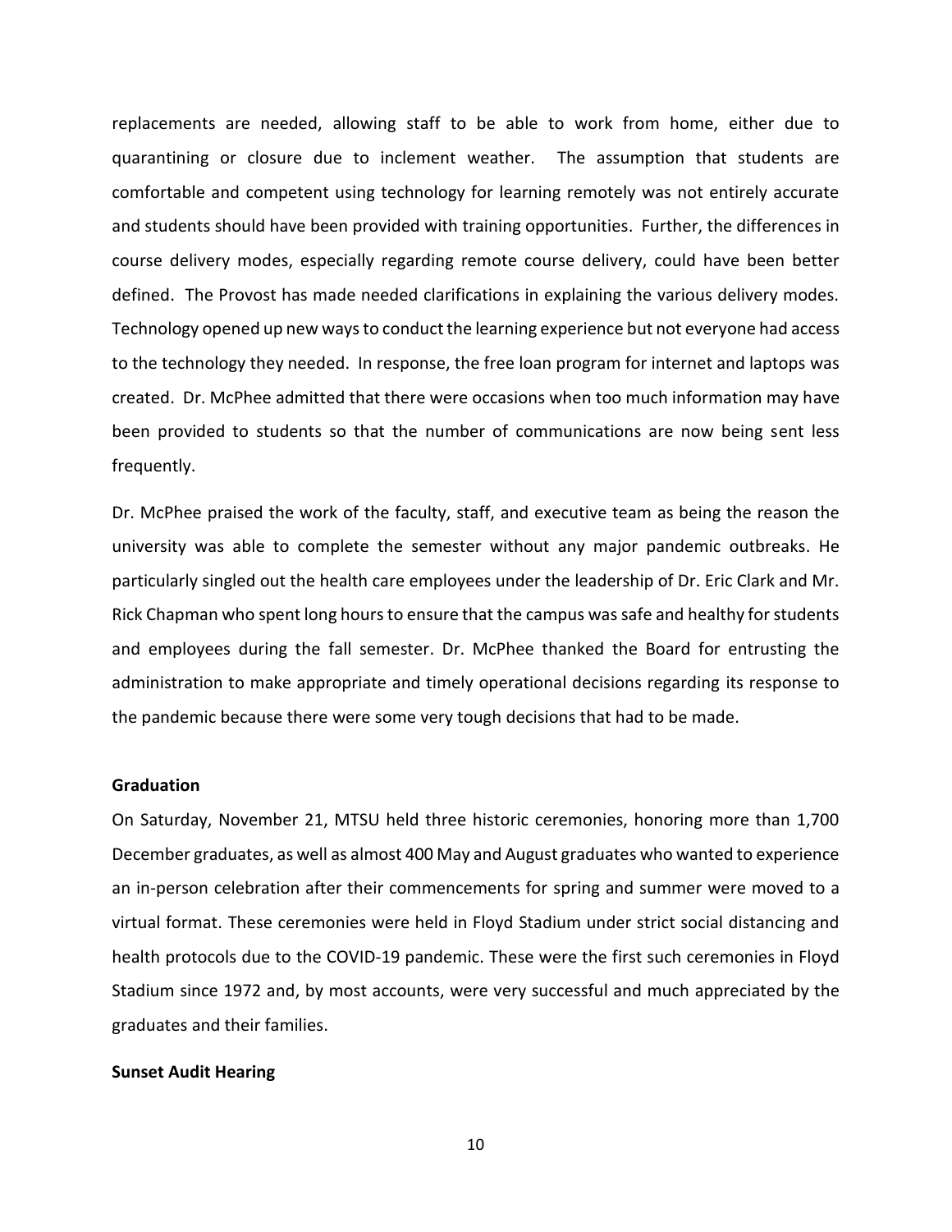replacements are needed, allowing staff to be able to work from home, either due to quarantining or closure due to inclement weather. The assumption that students are comfortable and competent using technology for learning remotely was not entirely accurate and students should have been provided with training opportunities. Further, the differences in course delivery modes, especially regarding remote course delivery, could have been better defined. The Provost has made needed clarifications in explaining the various delivery modes. Technology opened up new ways to conduct the learning experience but not everyone had access to the technology they needed. In response, the free loan program for internet and laptops was created. Dr. McPhee admitted that there were occasions when too much information may have been provided to students so that the number of communications are now being sent less frequently.

Dr. McPhee praised the work of the faculty, staff, and executive team as being the reason the university was able to complete the semester without any major pandemic outbreaks. He particularly singled out the health care employees under the leadership of Dr. Eric Clark and Mr. Rick Chapman who spent long hours to ensure that the campus was safe and healthy for students and employees during the fall semester. Dr. McPhee thanked the Board for entrusting the administration to make appropriate and timely operational decisions regarding its response to the pandemic because there were some very tough decisions that had to be made.

**Graduation**

On Saturday, November 21, MTSU held three historic ceremonies, honoring more than 1,700 December graduates, as well as almost 400 May and August graduates who wanted to experience an in-person celebration after their commencements for spring and summer were moved to a virtual format. These ceremonies were held in Floyd Stadium under strict social distancing and health protocols due to the COVID-19 pandemic. These were the first such ceremonies in Floyd Stadium since 1972 and, by most accounts, were very successful and much appreciated by the graduates and their families.

**Sunset Audit Hearing**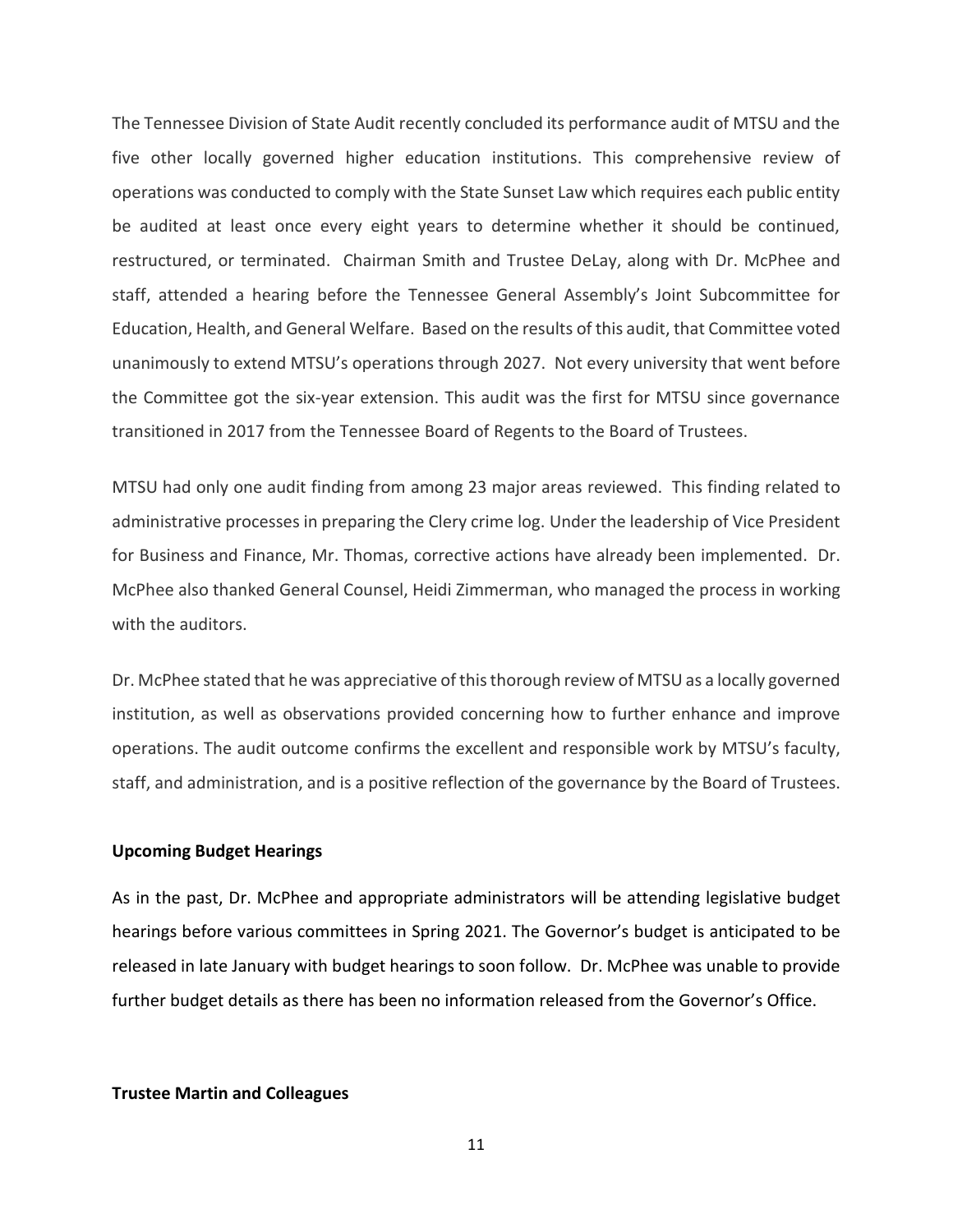The Tennessee Division of State Audit recently concluded its performance audit of MTSU and the five other locally governed higher education institutions. This comprehensive review of operations was conducted to comply with the State Sunset Law which requires each public entity be audited at least once every eight years to determine whether it should be continued, restructured, or terminated. Chairman Smith and Trustee DeLay, along with Dr. McPhee and staff, attended a hearing before the Tennessee General Assembly's Joint Subcommittee for Education, Health, and General Welfare. Based on the results of this audit, that Committee voted unanimously to extend MTSU's operations through 2027. Not every university that went before the Committee got the six-year extension. This audit was the first for MTSU since governance transitioned in 2017 from the Tennessee Board of Regents to the Board of Trustees.

MTSU had only one audit finding from among 23 major areas reviewed. This finding related to administrative processes in preparing the Clery crime log. Under the leadership of Vice President for Business and Finance, Mr. Thomas, corrective actions have already been implemented. Dr. McPhee also thanked General Counsel, Heidi Zimmerman, who managed the process in working with the auditors.

Dr. McPhee stated that he was appreciative of this thorough review of MTSU as a locally governed institution, as well as observations provided concerning how to further enhance and improve operations. The audit outcome confirms the excellent and responsible work by MTSU's faculty, staff, and administration, and is a positive reflection of the governance by the Board of Trustees.

**Upcoming Budget Hearings**

As in the past, Dr. McPhee and appropriate administrators will be attending legislative budget hearings before various committees in Spring 2021. The Governor's budget is anticipated to be released in late January with budget hearings to soon follow. Dr. McPhee was unable to provide further budget details as there has been no information released from the Governor's Office.

**Trustee Martin and Colleagues**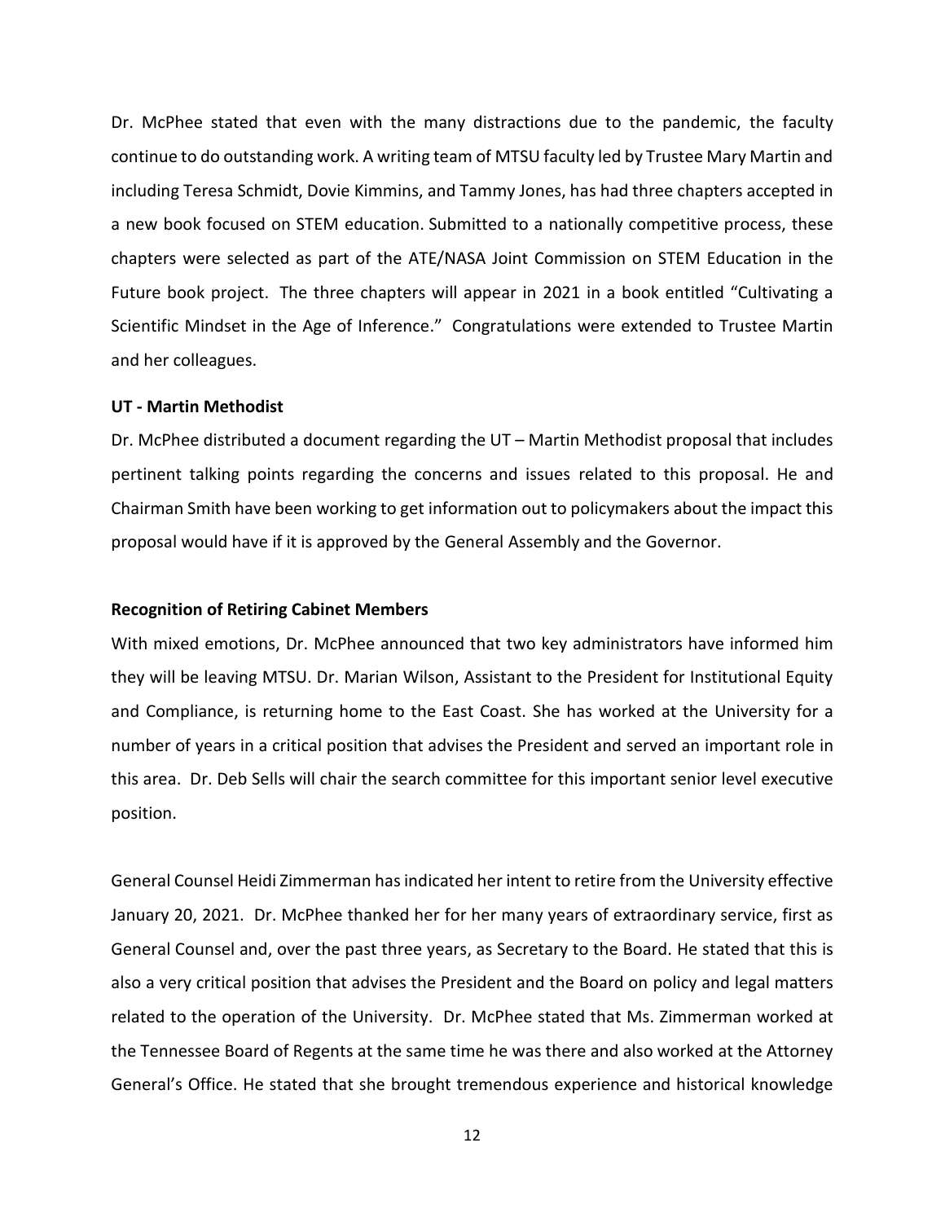Dr. McPhee stated that even with the many distractions due to the pandemic, the faculty continue to do outstanding work. A writing team of MTSU faculty led by Trustee Mary Martin and including Teresa Schmidt, Dovie Kimmins, and Tammy Jones, has had three chapters accepted in a new book focused on STEM education. Submitted to a nationally competitive process, these chapters were selected as part of the ATE/NASA Joint Commission on STEM Education in the Future book project. The three chapters will appear in 2021 in a book entitled "Cultivating a Scientific Mindset in the Age of Inference." Congratulations were extended to Trustee Martin and her colleagues.

**UT - Martin Methodist**

Dr. McPhee distributed a document regarding the UT – Martin Methodist proposal that includes pertinent talking points regarding the concerns and issues related to this proposal. He and Chairman Smith have been working to get information out to policymakers about the impact this proposal would have if it is approved by the General Assembly and the Governor.

**Recognition of Retiring Cabinet Members**

With mixed emotions, Dr. McPhee announced that two key administrators have informed him they will be leaving MTSU. Dr. Marian Wilson, Assistant to the President for Institutional Equity and Compliance, is returning home to the East Coast. She has worked at the University for a number of years in a critical position that advises the President and served an important role in this area. Dr. Deb Sells will chair the search committee for this important senior level executive position.

General Counsel Heidi Zimmerman has indicated her intent to retire from the University effective January 20, 2021. Dr. McPhee thanked her for her many years of extraordinary service, first as General Counsel and, over the past three years, as Secretary to the Board. He stated that this is also a very critical position that advises the President and the Board on policy and legal matters related to the operation of the University. Dr. McPhee stated that Ms. Zimmerman worked at the Tennessee Board of Regents at the same time he was there and also worked at the Attorney General's Office. He stated that she brought tremendous experience and historical knowledge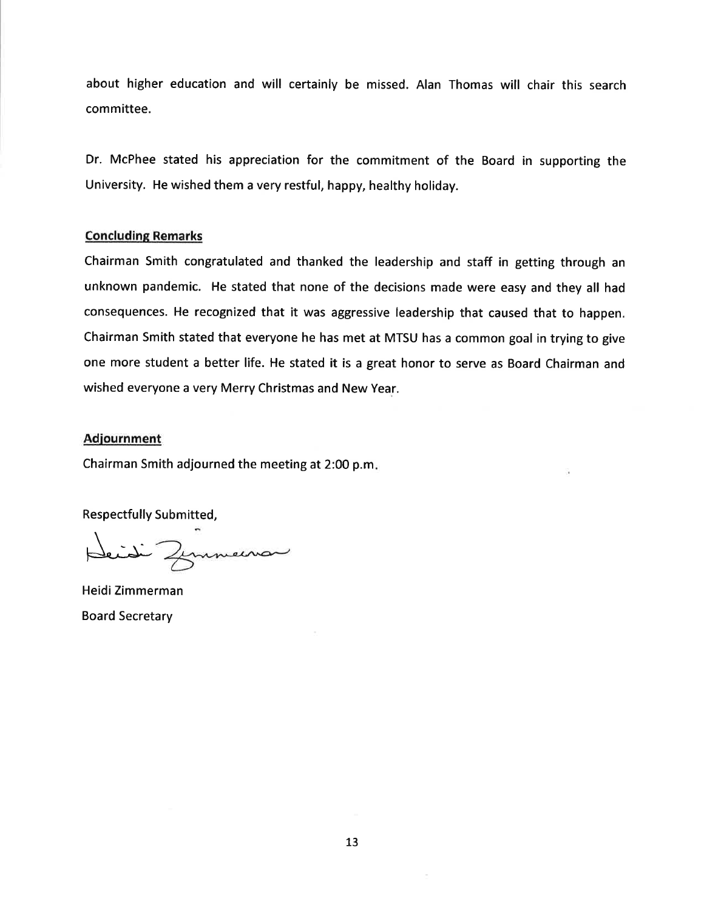about higher education and will certainly be missed. Alan Thomas will chair this search committee.

Dr. McPhee stated his appreciation for the commitment of the Board in supporting the University. He wished them a very restful, happy, healthy holiday.

**Concluding Remarks**

Chairman Smith congratulated and thanked the leadership and staff in getting through an unknown pandemic. He stated that none of the decisions made were easy and they all had consequences. He recognized that it was aggressive leadership that caused that to happen. Chairman Smith stated that everyone he has met at MTSU has a common goal in trying to give one more student a better life. He stated it is a great honor to serve as Board Chairman and wished everyone a very Merry Christmas and New Year.

**Adjournment**

Chairman Smith adjourned the meeting at 2:00 p.m.

Respectfully Submitted,

Heidi Zimmerman
Board Secretary